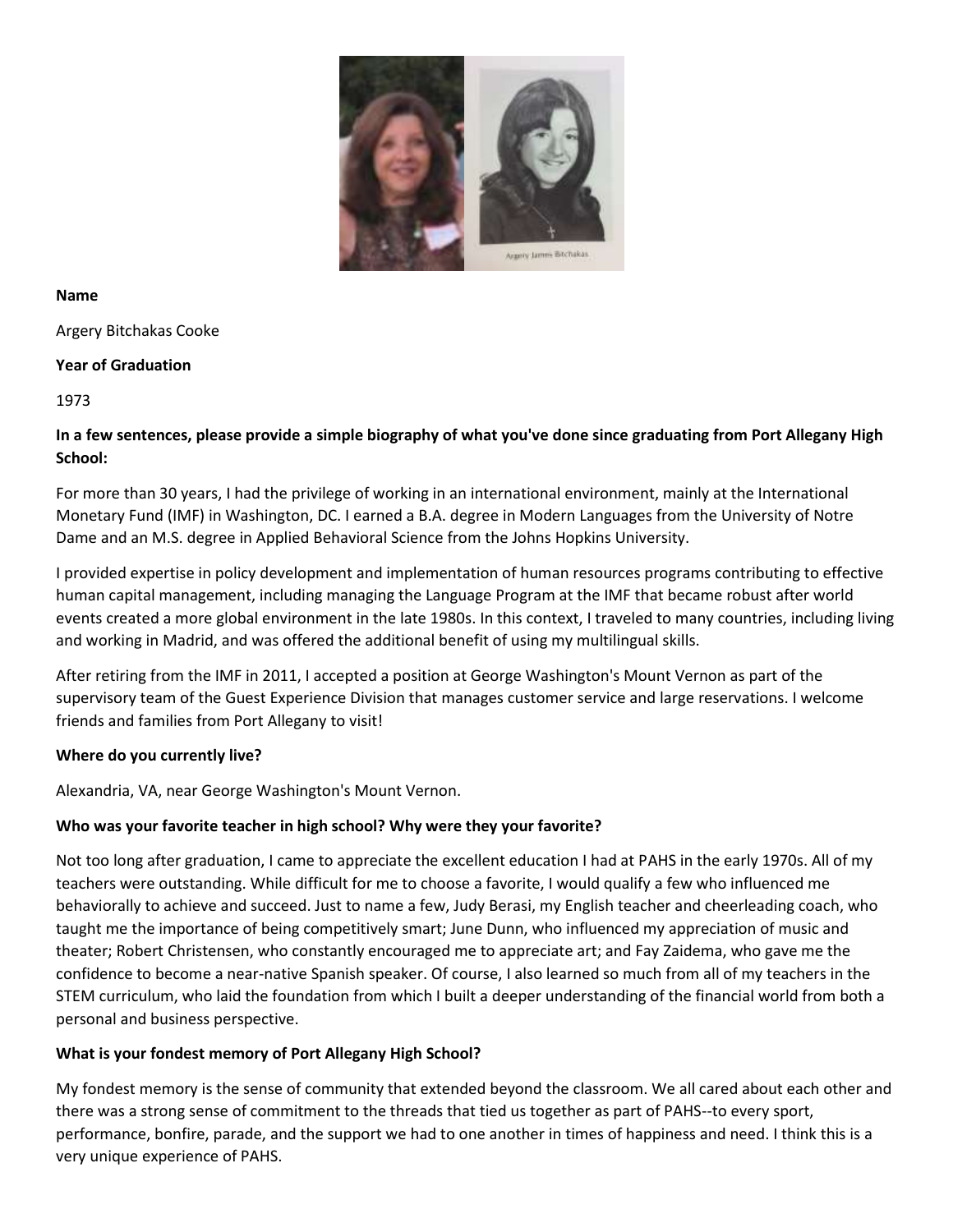**Name**

Argery Bitchakas Cooke

**Year of Graduation**

1973

**In a few sentences, please provide a simple biography of what you've done since graduating from Port Allegany High School:**

For more than 30 years, I had the privilege of working in an international environment, mainly at the International Monetary Fund (IMF) in Washington, DC. I earned a B.A. degree in Modern Languages from the University of Notre Dame and an M.S. degree in Applied Behavioral Science from the Johns Hopkins University.

I provided expertise in policy development and implementation of human resources programs contributing to effective human capital management, including managing the Language Program at the IMF that became robust after world events created a more global environment in the late 1980s. In this context, I traveled to many countries, including living and working in Madrid, and was offered the additional benefit of using my multilingual skills.

After retiring from the IMF in 2011, I accepted a position at George Washington's Mount Vernon as part of the supervisory team of the Guest Experience Division that manages customer service and large reservations. I welcome friends and families from Port Allegany to visit!

**Where do you currently live?**

Alexandria, VA, near George Washington's Mount Vernon.

**Who was your favorite teacher in high school? Why were they your favorite?**

Not too long after graduation, I came to appreciate the excellent education I had at PAHS in the early 1970s. All of my teachers were outstanding. While difficult for me to choose a favorite, I would qualify a few who influenced me behaviorally to achieve and succeed. Just to name a few, Judy Berasi, my English teacher and cheerleading coach, who taught me the importance of being competitively smart; June Dunn, who influenced my appreciation of music and theater; Robert Christensen, who constantly encouraged me to appreciate art; and Fay Zaidema, who gave me the confidence to become a near-native Spanish speaker. Of course, I also learned so much from all of my teachers in the STEM curriculum, who laid the foundation from which I built a deeper understanding of the financial world from both a personal and business perspective.

**What is your fondest memory of Port Allegany High School?**

My fondest memory is the sense of community that extended beyond the classroom. We all cared about each other and there was a strong sense of commitment to the threads that tied us together as part of PAHS--to every sport, performance, bonfire, parade, and the support we had to one another in times of happiness and need. I think this is a very unique experience of PAHS.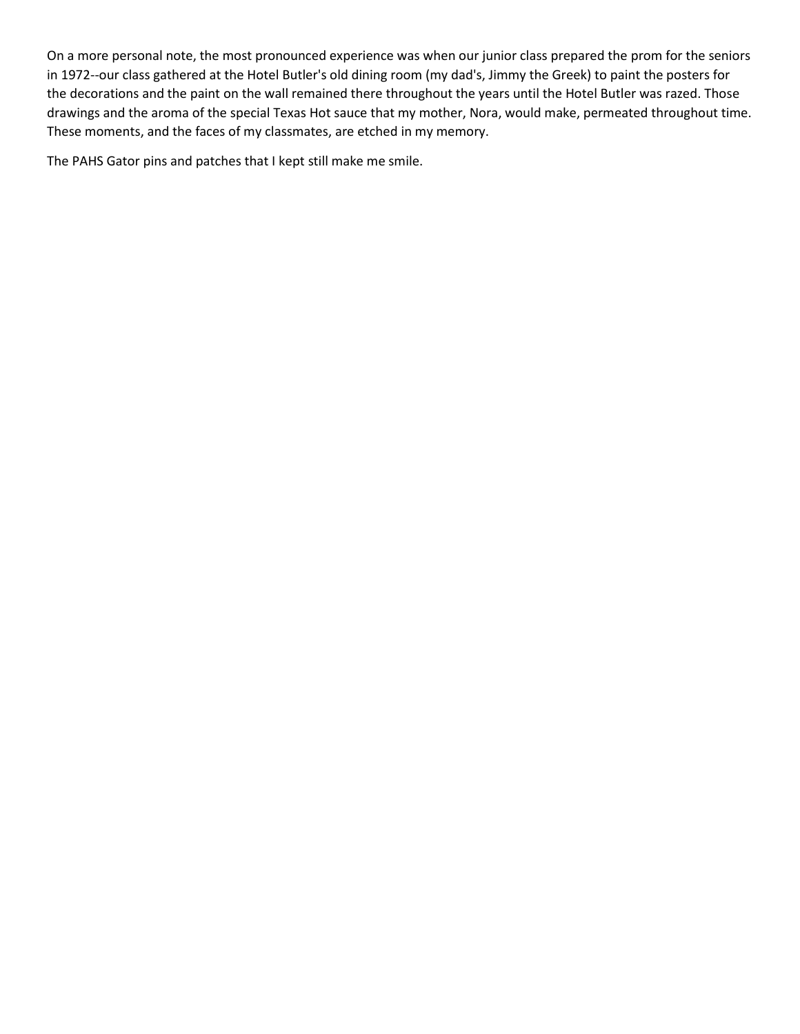On a more personal note, the most pronounced experience was when our junior class prepared the prom for the seniors in 1972--our class gathered at the Hotel Butler's old dining room (my dad's, Jimmy the Greek) to paint the posters for the decorations and the paint on the wall remained there throughout the years until the Hotel Butler was razed. Those drawings and the aroma of the special Texas Hot sauce that my mother, Nora, would make, permeated throughout time. These moments, and the faces of my classmates, are etched in my memory.

The PAHS Gator pins and patches that I kept still make me smile.